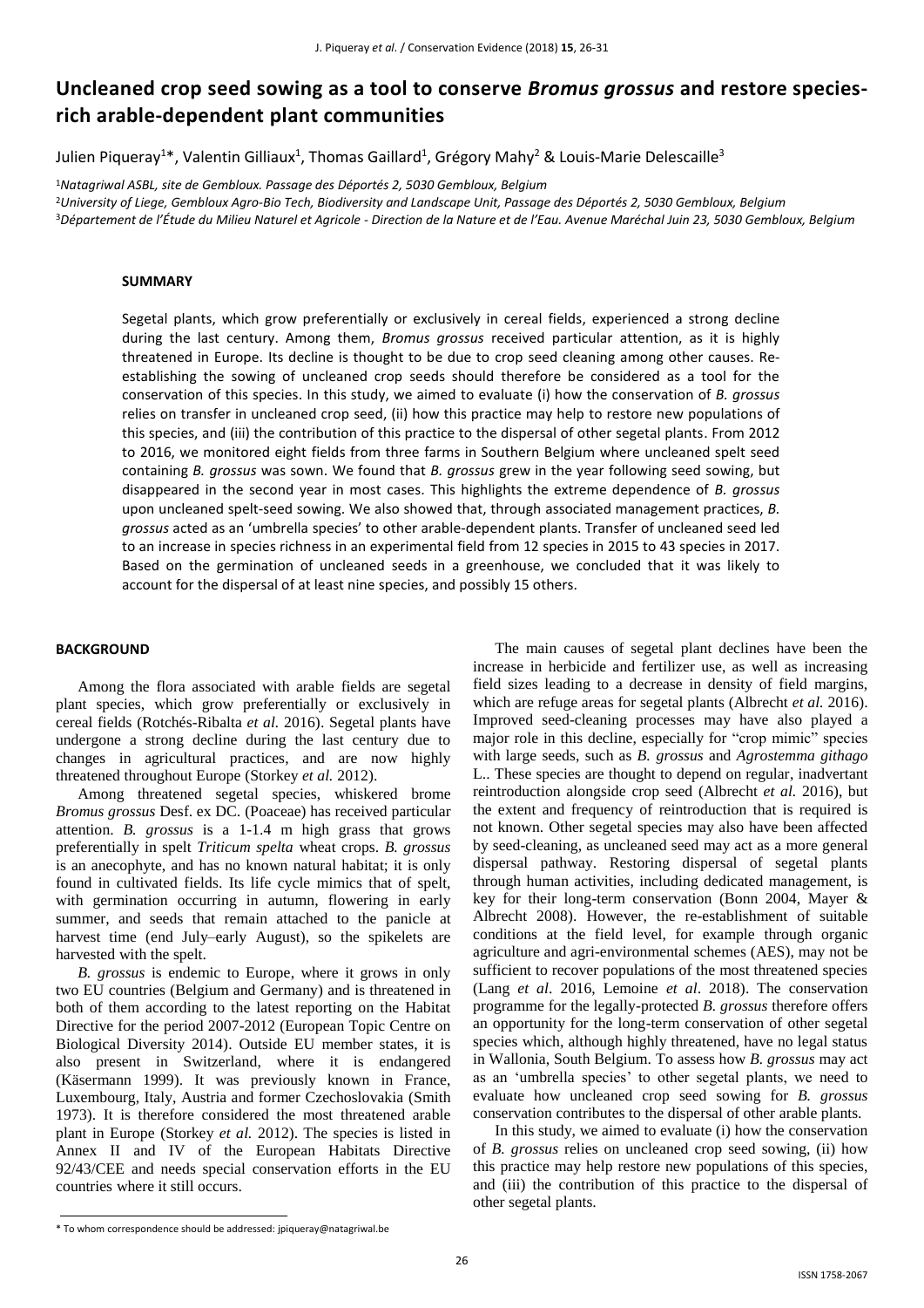# Uncleaned crop seed sowing as a tool to conserve *Bromus grossus* and restore species-rich arable-dependent plant communities

Julien Piqueray[1]*, Valentin Gilliaux[1], Thomas Gaillard[1], Grégory Mahy[2] & Louis-Marie Delescaille[3]

[1]*Natagriwal ASBL, site de Gembloux. Passage des Déportés 2, 5030 Gembloux, Belgium*
[2]*University of Liege, Gembloux Agro-Bio Tech, Biodiversity and Landscape Unit, Passage des Déportés 2, 5030 Gembloux, Belgium*
[3]*Département de l'Étude du Milieu Naturel et Agricole - Direction de la Nature et de l'Eau. Avenue Maréchal Juin 23, 5030 Gembloux, Belgium*

## SUMMARY

Segetal plants, which grow preferentially or exclusively in cereal fields, experienced a strong decline during the last century. Among them, *Bromus grossus* received particular attention, as it is highly threatened in Europe. Its decline is thought to be due to crop seed cleaning among other causes. Re-establishing the sowing of uncleaned crop seeds should therefore be considered as a tool for the conservation of this species. In this study, we aimed to evaluate (i) how the conservation of *B. grossus* relies on transfer in uncleaned crop seed, (ii) how this practice may help to restore new populations of this species, and (iii) the contribution of this practice to the dispersal of other segetal plants. From 2012 to 2016, we monitored eight fields from three farms in Southern Belgium where uncleaned spelt seed containing *B. grossus* was sown. We found that *B. grossus* grew in the year following seed sowing, but disappeared in the second year in most cases. This highlights the extreme dependence of *B. grossus* upon uncleaned spelt-seed sowing. We also showed that, through associated management practices, *B. grossus* acted as an 'umbrella species' to other arable-dependent plants. Transfer of uncleaned seed led to an increase in species richness in an experimental field from 12 species in 2015 to 43 species in 2017. Based on the germination of uncleaned seeds in a greenhouse, we concluded that it was likely to account for the dispersal of at least nine species, and possibly 15 others.

## BACKGROUND

Among the flora associated with arable fields are segetal plant species, which grow preferentially or exclusively in cereal fields (Rotchés-Ribalta *et al.* 2016). Segetal plants have undergone a strong decline during the last century due to changes in agricultural practices, and are now highly threatened throughout Europe (Storkey *et al.* 2012).

Among threatened segetal species, whiskered brome *Bromus grossus* Desf. ex DC. (Poaceae) has received particular attention. *B. grossus* is a 1-1.4 m high grass that grows preferentially in spelt *Triticum spelta* wheat crops. *B. grossus* is an anecophyte, and has no known natural habitat; it is only found in cultivated fields. Its life cycle mimics that of spelt, with germination occurring in autumn, flowering in early summer, and seeds that remain attached to the panicle at harvest time (end July–early August), so the spikelets are harvested with the spelt.

*B. grossus* is endemic to Europe, where it grows in only two EU countries (Belgium and Germany) and is threatened in both of them according to the latest reporting on the Habitat Directive for the period 2007-2012 (European Topic Centre on Biological Diversity 2014). Outside EU member states, it is also present in Switzerland, where it is endangered (Käsermann 1999). It was previously known in France, Luxembourg, Italy, Austria and former Czechoslovakia (Smith 1973). It is therefore considered the most threatened arable plant in Europe (Storkey *et al.* 2012). The species is listed in Annex II and IV of the European Habitats Directive 92/43/CEE and needs special conservation efforts in the EU countries where it still occurs.

The main causes of segetal plant declines have been the increase in herbicide and fertilizer use, as well as increasing field sizes leading to a decrease in density of field margins, which are refuge areas for segetal plants (Albrecht *et al.* 2016). Improved seed-cleaning processes may have also played a major role in this decline, especially for "crop mimic" species with large seeds, such as *B. grossus* and *Agrostemma githago* L.. These species are thought to depend on regular, inadvertant reintroduction alongside crop seed (Albrecht *et al.* 2016), but the extent and frequency of reintroduction that is required is not known. Other segetal species may also have been affected by seed-cleaning, as uncleaned seed may act as a more general dispersal pathway. Restoring dispersal of segetal plants through human activities, including dedicated management, is key for their long-term conservation (Bonn 2004, Mayer & Albrecht 2008). However, the re-establishment of suitable conditions at the field level, for example through organic agriculture and agri-environmental schemes (AES), may not be sufficient to recover populations of the most threatened species (Lang *et al*. 2016, Lemoine *et al*. 2018). The conservation programme for the legally-protected *B. grossus* therefore offers an opportunity for the long-term conservation of other segetal species which, although highly threatened, have no legal status in Wallonia, South Belgium. To assess how *B. grossus* may act as an 'umbrella species' to other segetal plants, we need to evaluate how uncleaned crop seed sowing for *B. grossus* conservation contributes to the dispersal of other arable plants.

In this study, we aimed to evaluate (i) how the conservation of *B. grossus* relies on uncleaned crop seed sowing, (ii) how this practice may help restore new populations of this species, and (iii) the contribution of this practice to the dispersal of other segetal plants.

* To whom correspondence should be addressed: jpiqueray@natagriwal.be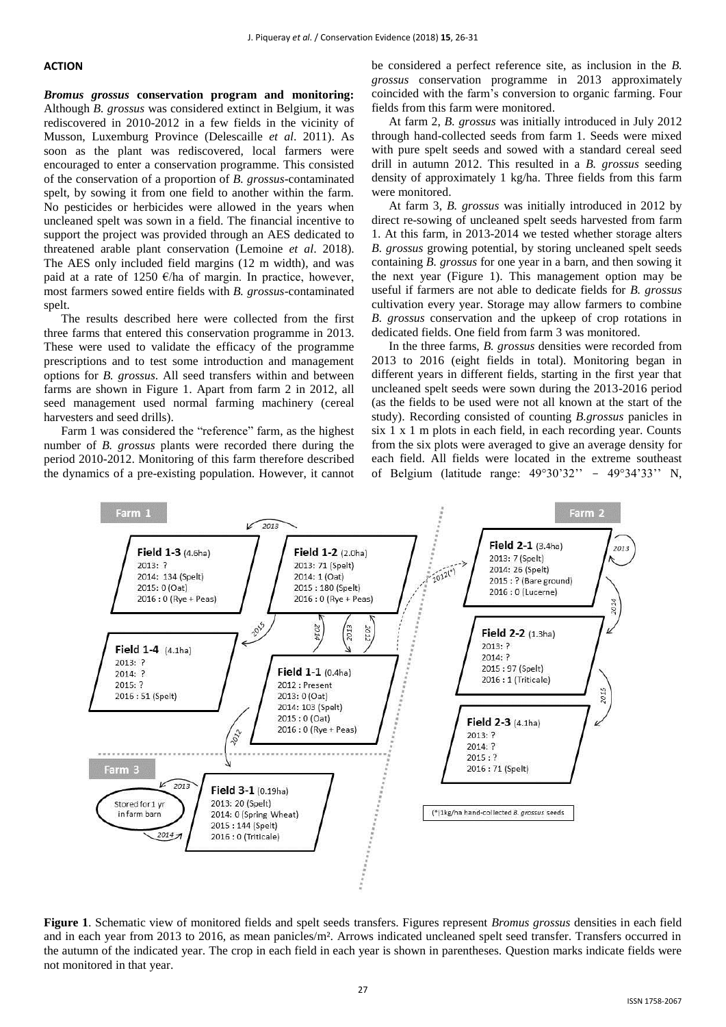## ACTION

***Bromus grossus*** **conservation program and monitoring:** Although *B. grossus* was considered extinct in Belgium, it was rediscovered in 2010-2012 in a few fields in the vicinity of Musson, Luxemburg Province (Delescaille *et al*. 2011). As soon as the plant was rediscovered, local farmers were encouraged to enter a conservation programme. This consisted of the conservation of a proportion of *B. grossus*-contaminated spelt, by sowing it from one field to another within the farm. No pesticides or herbicides were allowed in the years when uncleaned spelt was sown in a field. The financial incentive to support the project was provided through an AES dedicated to threatened arable plant conservation (Lemoine *et al*. 2018). The AES only included field margins (12 m width), and was paid at a rate of 1250 €/ha of margin. In practice, however, most farmers sowed entire fields with *B. grossus*-contaminated spelt.

The results described here were collected from the first three farms that entered this conservation programme in 2013. These were used to validate the efficacy of the programme prescriptions and to test some introduction and management options for *B. grossus*. All seed transfers within and between farms are shown in Figure 1. Apart from farm 2 in 2012, all seed management used normal farming machinery (cereal harvesters and seed drills).

Farm 1 was considered the "reference" farm, as the highest number of *B. grossus* plants were recorded there during the period 2010-2012. Monitoring of this farm therefore described the dynamics of a pre-existing population. However, it cannot be considered a perfect reference site, as inclusion in the *B. grossus* conservation programme in 2013 approximately coincided with the farm's conversion to organic farming. Four fields from this farm were monitored.

At farm 2, *B. grossus* was initially introduced in July 2012 through hand-collected seeds from farm 1. Seeds were mixed with pure spelt seeds and sowed with a standard cereal seed drill in autumn 2012. This resulted in a *B. grossus* seeding density of approximately 1 kg/ha. Three fields from this farm were monitored.

At farm 3, *B. grossus* was initially introduced in 2012 by direct re-sowing of uncleaned spelt seeds harvested from farm 1. At this farm, in 2013-2014 we tested whether storage alters *B. grossus* growing potential, by storing uncleaned spelt seeds containing *B. grossus* for one year in a barn, and then sowing it the next year (Figure 1). This management option may be useful if farmers are not able to dedicate fields for *B. grossus* cultivation every year. Storage may allow farmers to combine *B. grossus* conservation and the upkeep of crop rotations in dedicated fields. One field from farm 3 was monitored.

In the three farms, *B. grossus* densities were recorded from 2013 to 2016 (eight fields in total). Monitoring began in different years in different fields, starting in the first year that uncleaned spelt seeds were sown during the 2013-2016 period (as the fields to be used were not all known at the start of the study). Recording consisted of counting *B.grossus* panicles in six 1 x 1 m plots in each field, in each recording year. Counts from the six plots were averaged to give an average density for each field. All fields were located in the extreme southeast of Belgium (latitude range: 49°30'32'' – 49°34'33'' N,

| Farm | Field | 2012 | 2013 | 2014 | 2015 | 2016 |
|---|---|---|---|---|---|---|
| Farm 1 | Field 1-1 (0.4ha) | Present | 0 (Oat) | 103 (Spelt) | 0 (Oat) | 0 (Rye + Peas) |
| Farm 1 | Field 1-2 (2.0ha) | | 71 (Spelt) | 1 (Oat) | 180 (Spelt) | 0 (Rye + Peas) |
| Farm 1 | Field 1-3 (4.6ha) | | ? | 134 (Spelt) | 0 (Oat) | 0 (Rye + Peas) |
| Farm 1 | Field 1-4 (4.1ha) | | ? | ? | ? | 51 (Spelt) |
| Farm 2 | Field 2-1 (3.4ha) | | 7 (Spelt) | 26 (Spelt) | ? (Bare ground) | 0 (Lucerne) |
| Farm 2 | Field 2-2 (1.3ha) | | ? | ? | 97 (Spelt) | 1 (Triticale) |
| Farm 2 | Field 2-3 (4.1ha) | | ? | ? | ? | 71 (Spelt) |
| Farm 3 | Field 3-1 (0.19ha) | | 20 (Spelt) | 0 (Spring Wheat) | 144 (Spelt) | 0 (Triticale) |

(*) 1kg/ha hand-collected *B. grossus* seeds

**Figure 1**. Schematic view of monitored fields and spelt seeds transfers. Figures represent *Bromus grossus* densities in each field and in each year from 2013 to 2016, as mean panicles/m². Arrows indicated uncleaned spelt seed transfer. Transfers occurred in the autumn of the indicated year. The crop in each field in each year is shown in parentheses. Question marks indicate fields were not monitored in that year.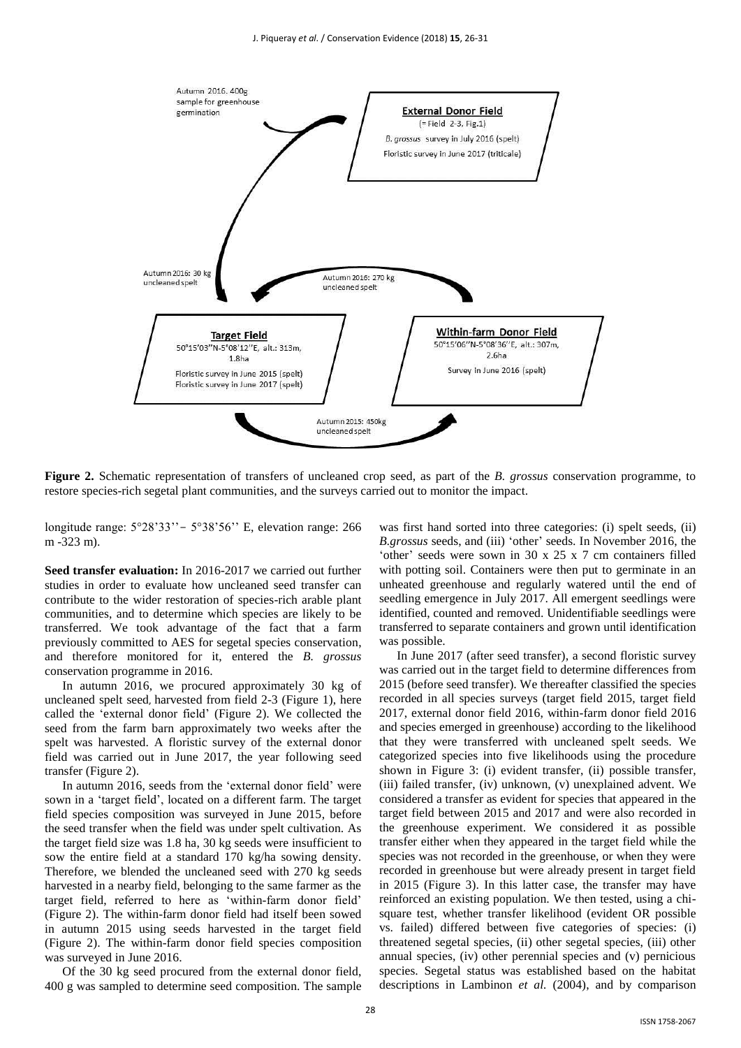Figure 2. Schematic representation of transfers of uncleaned crop seed, as part of the *B. grossus* conservation programme, to restore species-rich segetal plant communities, and the surveys carried out to monitor the impact.

longitude range: 5°28'33'' – 5°38'56'' E, elevation range: 266 m -323 m).

**Seed transfer evaluation:** In 2016-2017 we carried out further studies in order to evaluate how uncleaned seed transfer can contribute to the wider restoration of species-rich arable plant communities, and to determine which species are likely to be transferred. We took advantage of the fact that a farm previously committed to AES for segetal species conservation, and therefore monitored for it, entered the *B. grossus* conservation programme in 2016.

In autumn 2016, we procured approximately 30 kg of uncleaned spelt seed, harvested from field 2-3 (Figure 1), here called the 'external donor field' (Figure 2). We collected the seed from the farm barn approximately two weeks after the spelt was harvested. A floristic survey of the external donor field was carried out in June 2017, the year following seed transfer (Figure 2).

In autumn 2016, seeds from the 'external donor field' were sown in a 'target field', located on a different farm. The target field species composition was surveyed in June 2015, before the seed transfer when the field was under spelt cultivation. As the target field size was 1.8 ha, 30 kg seeds were insufficient to sow the entire field at a standard 170 kg/ha sowing density. Therefore, we blended the uncleaned seed with 270 kg seeds harvested in a nearby field, belonging to the same farmer as the target field, referred to here as 'within-farm donor field' (Figure 2). The within-farm donor field had itself been sowed in autumn 2015 using seeds harvested in the target field (Figure 2). The within-farm donor field species composition was surveyed in June 2016.

Of the 30 kg seed procured from the external donor field, 400 g was sampled to determine seed composition. The sample was first hand sorted into three categories: (i) spelt seeds, (ii) *B.grossus* seeds, and (iii) 'other' seeds. In November 2016, the 'other' seeds were sown in 30 x 25 x 7 cm containers filled with potting soil. Containers were then put to germinate in an unheated greenhouse and regularly watered until the end of seedling emergence in July 2017. All emergent seedlings were identified, counted and removed. Unidentifiable seedlings were transferred to separate containers and grown until identification was possible.

In June 2017 (after seed transfer), a second floristic survey was carried out in the target field to determine differences from 2015 (before seed transfer). We thereafter classified the species recorded in all species surveys (target field 2015, target field 2017, external donor field 2016, within-farm donor field 2016 and species emerged in greenhouse) according to the likelihood that they were transferred with uncleaned spelt seeds. We categorized species into five likelihoods using the procedure shown in Figure 3: (i) evident transfer, (ii) possible transfer, (iii) failed transfer, (iv) unknown, (v) unexplained advent. We considered a transfer as evident for species that appeared in the target field between 2015 and 2017 and were also recorded in the greenhouse experiment. We considered it as possible transfer either when they appeared in the target field while the species was not recorded in the greenhouse, or when they were recorded in greenhouse but were already present in target field in 2015 (Figure 3). In this latter case, the transfer may have reinforced an existing population. We then tested, using a chi-square test, whether transfer likelihood (evident OR possible vs. failed) differed between five categories of species: (i) threatened segetal species, (ii) other segetal species, (iii) other annual species, (iv) other perennial species and (v) pernicious species. Segetal status was established based on the habitat descriptions in Lambinon *et al.* (2004), and by comparison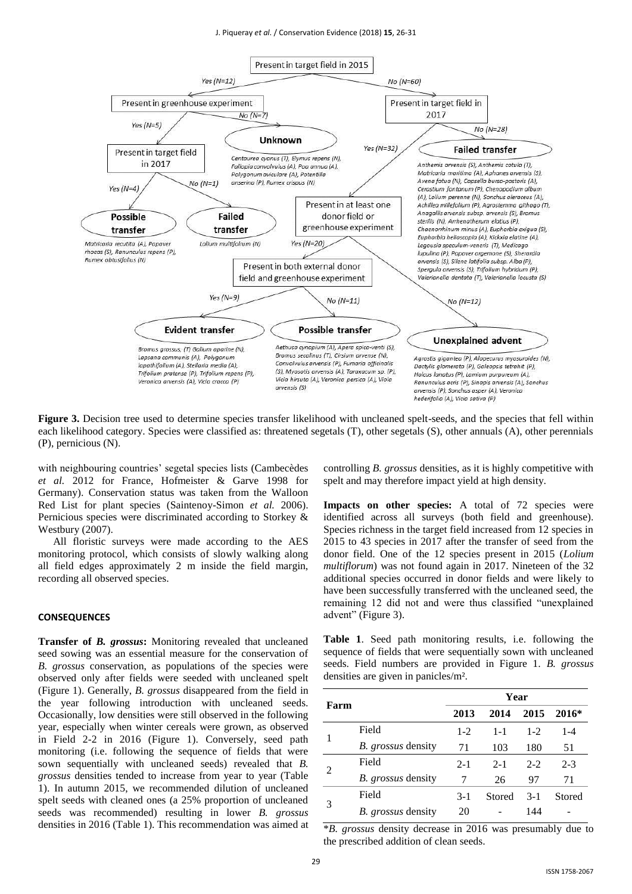**Figure 3.** Decision tree used to determine species transfer likelihood with uncleaned spelt-seeds, and the species that fell within each likelihood category. Species were classified as: threatened segetals (T), other segetals (S), other annuals (A), other perennials (P), pernicious (N).

with neighbouring countries' segetal species lists (Cambecèdes *et al.* 2012 for France, Hofmeister & Garve 1998 for Germany). Conservation status was taken from the Walloon Red List for plant species (Saintenoy-Simon *et al.* 2006). Pernicious species were discriminated according to Storkey & Westbury (2007).

All floristic surveys were made according to the AES monitoring protocol, which consists of slowly walking along all field edges approximately 2 m inside the field margin, recording all observed species.

## CONSEQUENCES

**Transfer of *B. grossus*:** Monitoring revealed that uncleaned seed sowing was an essential measure for the conservation of *B. grossus* conservation, as populations of the species were observed only after fields were seeded with uncleaned spelt (Figure 1). Generally, *B. grossus* disappeared from the field in the year following introduction with uncleaned seeds. Occasionally, low densities were still observed in the following year, especially when winter cereals were grown, as observed in Field 2-2 in 2016 (Figure 1). Conversely, seed path monitoring (i.e. following the sequence of fields that were sown sequentially with uncleaned seeds) revealed that *B. grossus* densities tended to increase from year to year (Table 1). In autumn 2015, we recommended dilution of uncleaned spelt seeds with cleaned ones (a 25% proportion of uncleaned seeds was recommended) resulting in lower *B. grossus* densities in 2016 (Table 1). This recommendation was aimed at controlling *B. grossus* densities, as it is highly competitive with spelt and may therefore impact yield at high density.

**Impacts on other species:** A total of 72 species were identified across all surveys (both field and greenhouse). Species richness in the target field increased from 12 species in 2015 to 43 species in 2017 after the transfer of seed from the donor field. One of the 12 species present in 2015 (*Lolium multiflorum*) was not found again in 2017. Nineteen of the 32 additional species occurred in donor fields and were likely to have been successfully transferred with the uncleaned seed, the remaining 12 did not and were thus classified "unexplained advent" (Figure 3).

**Table 1**. Seed path monitoring results, i.e. following the sequence of fields that were sequentially sown with uncleaned seeds. Field numbers are provided in Figure 1. *B. grossus* densities are given in panicles/m².

| Farm | | Year | | | |
|---|---|---|---|---|---|
| | | 2013 | 2014 | 2015 | 2016* |
| 1 | Field | 1-2 | 1-1 | 1-2 | 1-4 |
| | *B. grossus* density | 71 | 103 | 180 | 51 |
| 2 | Field | 2-1 | 2-1 | 2-2 | 2-3 |
| | *B. grossus* density | 7 | 26 | 97 | 71 |
| 3 | Field | 3-1 | Stored | 3-1 | Stored |
| | *B. grossus* density | 20 | - | 144 | - |

\**B. grossus* density decrease in 2016 was presumably due to the prescribed addition of clean seeds.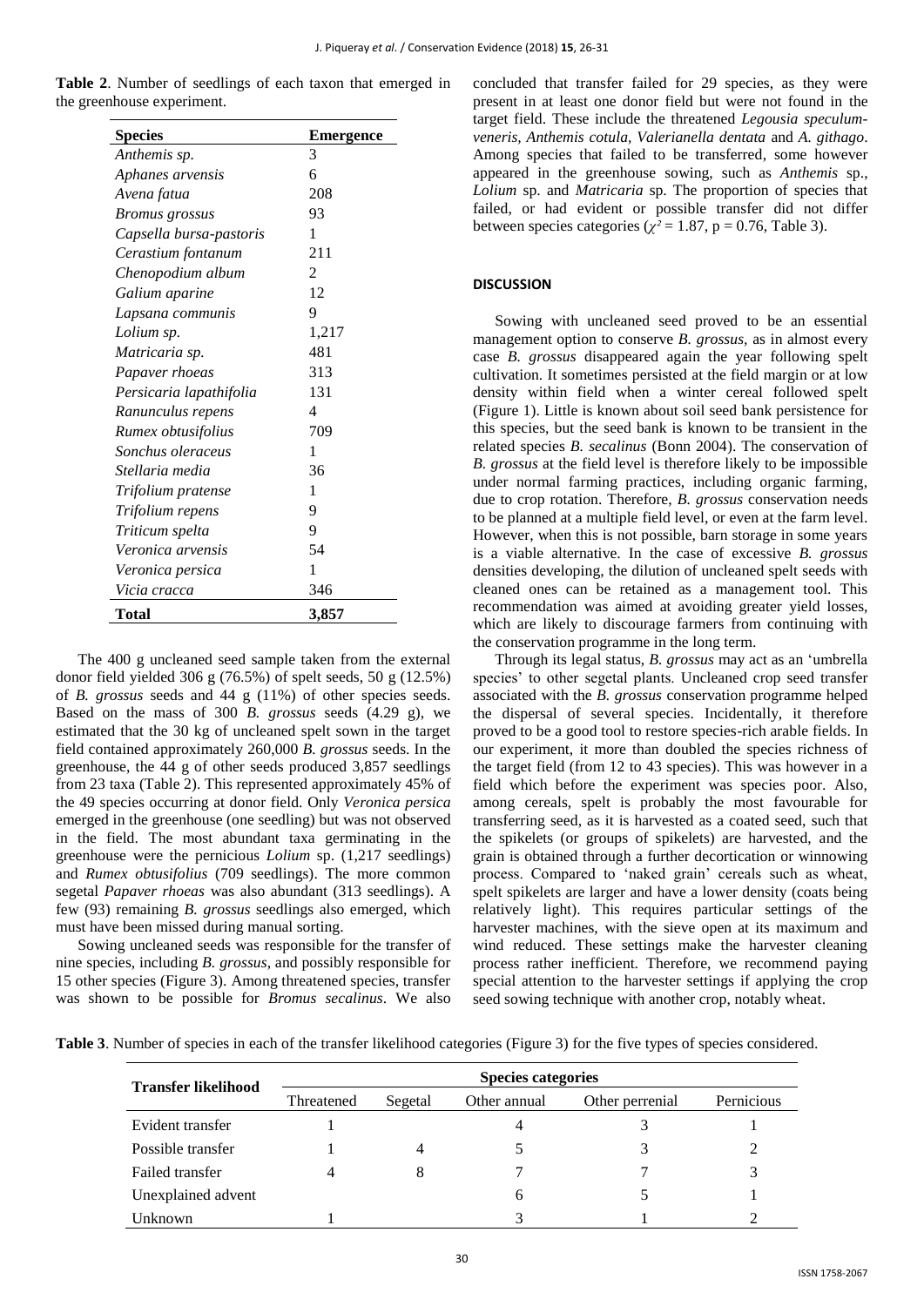**Table 2**. Number of seedlings of each taxon that emerged in the greenhouse experiment.

| Species | Emergence |
|---|---|
| *Anthemis sp.* | 3 |
| *Aphanes arvensis* | 6 |
| *Avena fatua* | 208 |
| *Bromus grossus* | 93 |
| *Capsella bursa-pastoris* | 1 |
| *Cerastium fontanum* | 211 |
| *Chenopodium album* | 2 |
| *Galium aparine* | 12 |
| *Lapsana communis* | 9 |
| *Lolium sp.* | 1,217 |
| *Matricaria sp.* | 481 |
| *Papaver rhoeas* | 313 |
| *Persicaria lapathifolia* | 131 |
| *Ranunculus repens* | 4 |
| *Rumex obtusifolius* | 709 |
| *Sonchus oleraceus* | 1 |
| *Stellaria media* | 36 |
| *Trifolium pratense* | 1 |
| *Trifolium repens* | 9 |
| *Triticum spelta* | 9 |
| *Veronica arvensis* | 54 |
| *Veronica persica* | 1 |
| *Vicia cracca* | 346 |
| **Total** | **3,857** |

The 400 g uncleaned seed sample taken from the external donor field yielded 306 g (76.5%) of spelt seeds, 50 g (12.5%) of *B. grossus* seeds and 44 g (11%) of other species seeds. Based on the mass of 300 *B. grossus* seeds (4.29 g), we estimated that the 30 kg of uncleaned spelt sown in the target field contained approximately 260,000 *B. grossus* seeds. In the greenhouse, the 44 g of other seeds produced 3,857 seedlings from 23 taxa (Table 2). This represented approximately 45% of the 49 species occurring at donor field. Only *Veronica persica* emerged in the greenhouse (one seedling) but was not observed in the field. The most abundant taxa germinating in the greenhouse were the pernicious *Lolium* sp. (1,217 seedlings) and *Rumex obtusifolius* (709 seedlings). The more common segetal *Papaver rhoeas* was also abundant (313 seedlings). A few (93) remaining *B. grossus* seedlings also emerged, which must have been missed during manual sorting.

Sowing uncleaned seeds was responsible for the transfer of nine species, including *B. grossus*, and possibly responsible for 15 other species (Figure 3). Among threatened species, transfer was shown to be possible for *Bromus secalinus*. We also concluded that transfer failed for 29 species, as they were present in at least one donor field but were not found in the target field. These include the threatened *Legousia speculum-veneris*, *Anthemis cotula*, *Valerianella dentata* and *A. githago*. Among species that failed to be transferred, some however appeared in the greenhouse sowing, such as *Anthemis* sp., *Lolium* sp. and *Matricaria* sp. The proportion of species that failed, or had evident or possible transfer did not differ between species categories ($\chi^2 = 1.87$, $p = 0.76$, Table 3).

## DISCUSSION

Sowing with uncleaned seed proved to be an essential management option to conserve *B. grossus*, as in almost every case *B. grossus* disappeared again the year following spelt cultivation. It sometimes persisted at the field margin or at low density within field when a winter cereal followed spelt (Figure 1). Little is known about soil seed bank persistence for this species, but the seed bank is known to be transient in the related species *B. secalinus* (Bonn 2004). The conservation of *B. grossus* at the field level is therefore likely to be impossible under normal farming practices, including organic farming, due to crop rotation. Therefore, *B. grossus* conservation needs to be planned at a multiple field level, or even at the farm level. However, when this is not possible, barn storage in some years is a viable alternative. In the case of excessive *B. grossus* densities developing, the dilution of uncleaned spelt seeds with cleaned ones can be retained as a management tool. This recommendation was aimed at avoiding greater yield losses, which are likely to discourage farmers from continuing with the conservation programme in the long term.

Through its legal status, *B. grossus* may act as an 'umbrella species' to other segetal plants. Uncleaned crop seed transfer associated with the *B. grossus* conservation programme helped the dispersal of several species. Incidentally, it therefore proved to be a good tool to restore species-rich arable fields. In our experiment, it more than doubled the species richness of the target field (from 12 to 43 species). This was however in a field which before the experiment was species poor. Also, among cereals, spelt is probably the most favourable for transferring seed, as it is harvested as a coated seed, such that the spikelets (or groups of spikelets) are harvested, and the grain is obtained through a further decortication or winnowing process. Compared to 'naked grain' cereals such as wheat, spelt spikelets are larger and have a lower density (coats being relatively light). This requires particular settings of the harvester machines, with the sieve open at its maximum and wind reduced. These settings make the harvester cleaning process rather inefficient. Therefore, we recommend paying special attention to the harvester settings if applying the crop seed sowing technique with another crop, notably wheat.

**Table 3**. Number of species in each of the transfer likelihood categories (Figure 3) for the five types of species considered.

| Transfer likelihood | Species categories | | | | |
|---|---|---|---|---|---|
| | Threatened | Segetal | Other annual | Other perrenial | Pernicious |
| Evident transfer | 1 | | 4 | 3 | 1 |
| Possible transfer | 1 | 4 | 5 | 3 | 2 |
| Failed transfer | 4 | 8 | 7 | 7 | 3 |
| Unexplained advent | | | 6 | 5 | 1 |
| Unknown | 1 | | 3 | 1 | 2 |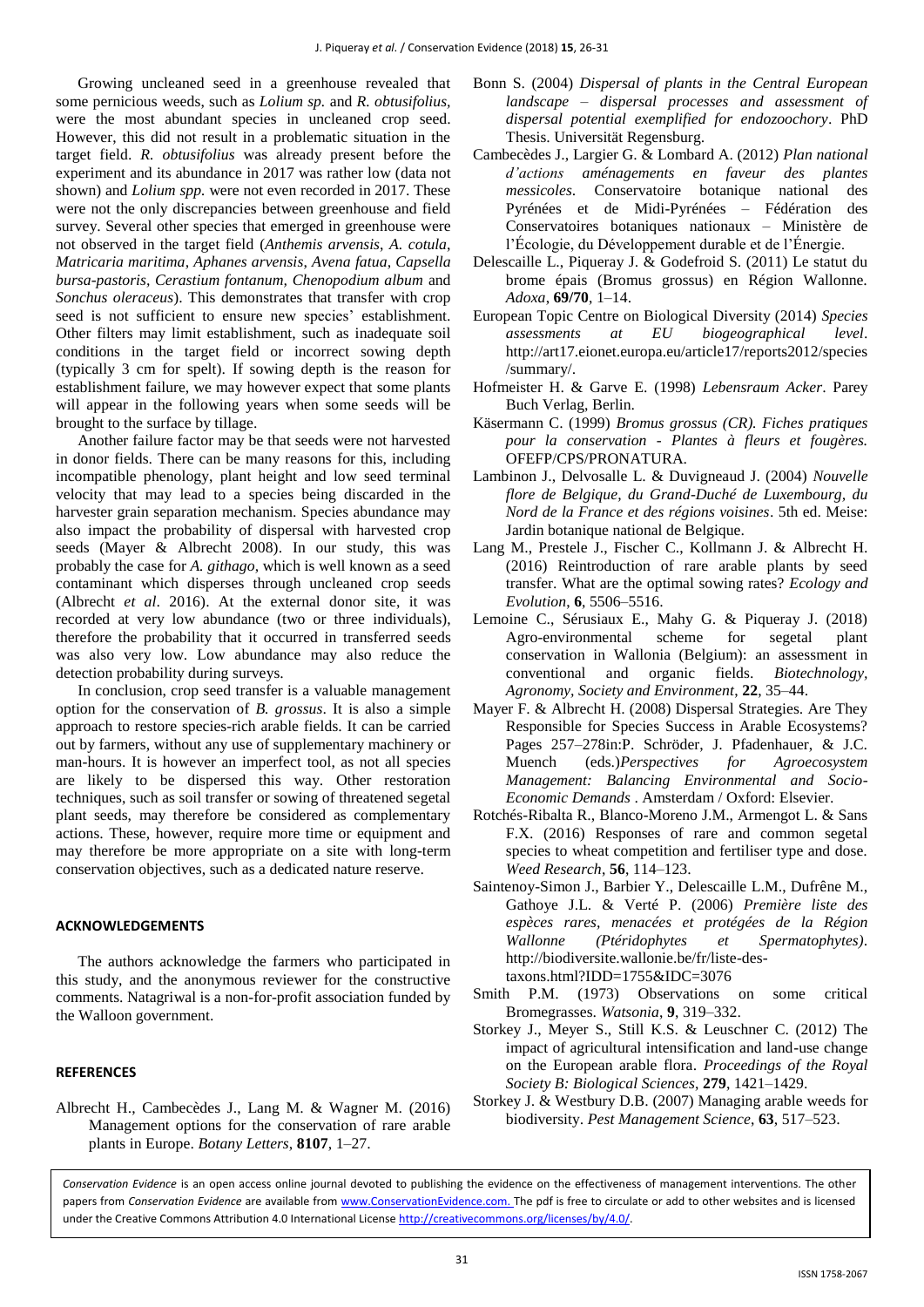Growing uncleaned seed in a greenhouse revealed that some pernicious weeds, such as *Lolium sp.* and *R. obtusifolius,* were the most abundant species in uncleaned crop seed. However, this did not result in a problematic situation in the target field. *R. obtusifolius* was already present before the experiment and its abundance in 2017 was rather low (data not shown) and *Lolium spp.* were not even recorded in 2017. These were not the only discrepancies between greenhouse and field survey. Several other species that emerged in greenhouse were not observed in the target field (*Anthemis arvensis*, *A. cotula*, *Matricaria maritima*, *Aphanes arvensis*, *Avena fatua*, *Capsella bursa-pastoris*, *Cerastium fontanum, Chenopodium album* and *Sonchus oleraceus*). This demonstrates that transfer with crop seed is not sufficient to ensure new species' establishment. Other filters may limit establishment, such as inadequate soil conditions in the target field or incorrect sowing depth (typically 3 cm for spelt). If sowing depth is the reason for establishment failure, we may however expect that some plants will appear in the following years when some seeds will be brought to the surface by tillage.

Another failure factor may be that seeds were not harvested in donor fields. There can be many reasons for this, including incompatible phenology, plant height and low seed terminal velocity that may lead to a species being discarded in the harvester grain separation mechanism. Species abundance may also impact the probability of dispersal with harvested crop seeds (Mayer & Albrecht 2008). In our study, this was probably the case for *A. githago*, which is well known as a seed contaminant which disperses through uncleaned crop seeds (Albrecht *et al*. 2016). At the external donor site, it was recorded at very low abundance (two or three individuals), therefore the probability that it occurred in transferred seeds was also very low. Low abundance may also reduce the detection probability during surveys.

In conclusion, crop seed transfer is a valuable management option for the conservation of *B. grossus*. It is also a simple approach to restore species-rich arable fields. It can be carried out by farmers, without any use of supplementary machinery or man-hours. It is however an imperfect tool, as not all species are likely to be dispersed this way. Other restoration techniques, such as soil transfer or sowing of threatened segetal plant seeds, may therefore be considered as complementary actions. These, however, require more time or equipment and may therefore be more appropriate on a site with long-term conservation objectives, such as a dedicated nature reserve.

## ACKNOWLEDGEMENTS

The authors acknowledge the farmers who participated in this study, and the anonymous reviewer for the constructive comments. Natagriwal is a non-for-profit association funded by the Walloon government.

## REFERENCES

Albrecht H., Cambecèdes J., Lang M. & Wagner M. (2016) Management options for the conservation of rare arable plants in Europe. *Botany Letters*, **8107**, 1–27.

Bonn S. (2004) *Dispersal of plants in the Central European landscape – dispersal processes and assessment of dispersal potential exemplified for endozoochory*. PhD Thesis. Universität Regensburg.

Cambecèdes J., Largier G. & Lombard A. (2012) *Plan national d'actions aménagements en faveur des plantes messicoles*. Conservatoire botanique national des Pyrénées et de Midi-Pyrénées – Fédération des Conservatoires botaniques nationaux – Ministère de l'Écologie, du Développement durable et de l'Énergie.

Delescaille L., Piqueray J. & Godefroid S. (2011) Le statut du brome épais (Bromus grossus) en Région Wallonne. *Adoxa*, **69/70**, 1–14.

European Topic Centre on Biological Diversity (2014) *Species assessments at EU biogeographical level*. http://art17.eionet.europa.eu/article17/reports2012/species/summary/.

Hofmeister H. & Garve E. (1998) *Lebensraum Acker*. Parey Buch Verlag, Berlin.

Käsermann C. (1999) *Bromus grossus (CR). Fiches pratiques pour la conservation - Plantes à fleurs et fougères.* OFEFP/CPS/PRONATURA.

Lambinon J., Delvosalle L. & Duvigneaud J. (2004) *Nouvelle flore de Belgique, du Grand-Duché de Luxembourg, du Nord de la France et des régions voisines*. 5th ed. Meise: Jardin botanique national de Belgique.

Lang M., Prestele J., Fischer C., Kollmann J. & Albrecht H. (2016) Reintroduction of rare arable plants by seed transfer. What are the optimal sowing rates? *Ecology and Evolution*, **6**, 5506–5516.

Lemoine C., Sérusiaux E., Mahy G. & Piqueray J. (2018) Agro-environmental scheme for segetal plant conservation in Wallonia (Belgium): an assessment in conventional and organic fields. *Biotechnology, Agronomy, Society and Environment*, **22**, 35–44.

Mayer F. & Albrecht H. (2008) Dispersal Strategies. Are They Responsible for Species Success in Arable Ecosystems? Pages 257–278in:P. Schröder, J. Pfadenhauer, & J.C. Muench (eds.)*Perspectives for Agroecosystem Management: Balancing Environmental and Socio-Economic Demands* . Amsterdam / Oxford: Elsevier.

Rotchés-Ribalta R., Blanco-Moreno J.M., Armengot L. & Sans F.X. (2016) Responses of rare and common segetal species to wheat competition and fertiliser type and dose. *Weed Research*, **56**, 114–123.

Saintenoy-Simon J., Barbier Y., Delescaille L.M., Dufrêne M., Gathoye J.L. & Verté P. (2006) *Première liste des espèces rares, menacées et protégées de la Région Wallonne (Ptéridophytes et Spermatophytes)*. http://biodiversite.wallonie.be/fr/liste-des-taxons.html?IDD=1755&IDC=3076

Smith P.M. (1973) Observations on some critical Bromegrasses. *Watsonia*, **9**, 319–332.

Storkey J., Meyer S., Still K.S. & Leuschner C. (2012) The impact of agricultural intensification and land-use change on the European arable flora. *Proceedings of the Royal Society B: Biological Sciences*, **279**, 1421–1429.

Storkey J. & Westbury D.B. (2007) Managing arable weeds for biodiversity. *Pest Management Science*, **63**, 517–523.

*Conservation Evidence* is an open access online journal devoted to publishing the evidence on the effectiveness of management interventions. The other papers from *Conservation Evidence* are available from www.ConservationEvidence.com. The pdf is free to circulate or add to other websites and is licensed under the Creative Commons Attribution 4.0 International License http://creativecommons.org/licenses/by/4.0/.